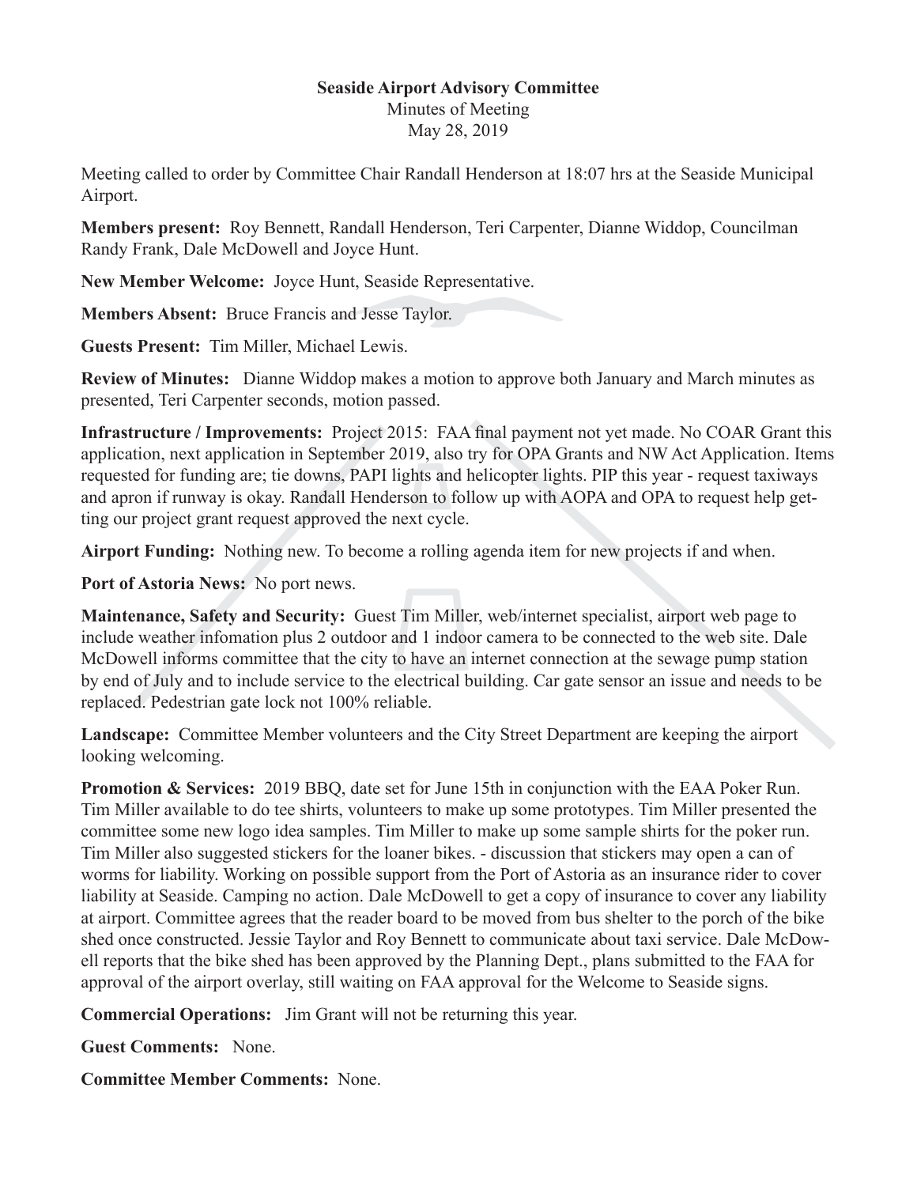**Seaside Airport Advisory Committee**

Minutes of Meeting

May 28, 2019

Meeting called to order by Committee Chair Randall Henderson at 18:07 hrs at the Seaside Municipal Airport.

**Members present:** Roy Bennett, Randall Henderson, Teri Carpenter, Dianne Widdop, Councilman Randy Frank, Dale McDowell and Joyce Hunt.

**New Member Welcome:** Joyce Hunt, Seaside Representative.

**Members Absent:** Bruce Francis and Jesse Taylor.

**Guests Present:** Tim Miller, Michael Lewis.

**Review of Minutes:** Dianne Widdop makes a motion to approve both January and March minutes as presented, Teri Carpenter seconds, motion passed.

**Infrastructure / Improvements:** Project 2015: FAA final payment not yet made. No COAR Grant this application, next application in September 2019, also try for OPA Grants and NW Act Application. Items requested for funding are; tie downs, PAPI lights and helicopter lights. PIP this year - request taxiways and apron if runway is okay. Randall Henderson to follow up with AOPA and OPA to request help getting our project grant request approved the next cycle.

**Airport Funding:** Nothing new. To become a rolling agenda item for new projects if and when.

**Port of Astoria News:** No port news.

**Maintenance, Safety and Security:** Guest Tim Miller, web/internet specialist, airport web page to include weather infomation plus 2 outdoor and 1 indoor camera to be connected to the web site. Dale McDowell informs committee that the city to have an internet connection at the sewage pump station by end of July and to include service to the electrical building. Car gate sensor an issue and needs to be replaced. Pedestrian gate lock not 100% reliable.

**Landscape:** Committee Member volunteers and the City Street Department are keeping the airport looking welcoming.

**Promotion & Services:** 2019 BBQ, date set for June 15th in conjunction with the EAA Poker Run. Tim Miller available to do tee shirts, volunteers to make up some prototypes. Tim Miller presented the committee some new logo idea samples. Tim Miller to make up some sample shirts for the poker run. Tim Miller also suggested stickers for the loaner bikes. - discussion that stickers may open a can of worms for liability. Working on possible support from the Port of Astoria as an insurance rider to cover liability at Seaside. Camping no action. Dale McDowell to get a copy of insurance to cover any liability at airport. Committee agrees that the reader board to be moved from bus shelter to the porch of the bike shed once constructed. Jessie Taylor and Roy Bennett to communicate about taxi service. Dale McDowell reports that the bike shed has been approved by the Planning Dept., plans submitted to the FAA for approval of the airport overlay, still waiting on FAA approval for the Welcome to Seaside signs.

**Commercial Operations:** Jim Grant will not be returning this year.

**Guest Comments:** None.

**Committee Member Comments:** None.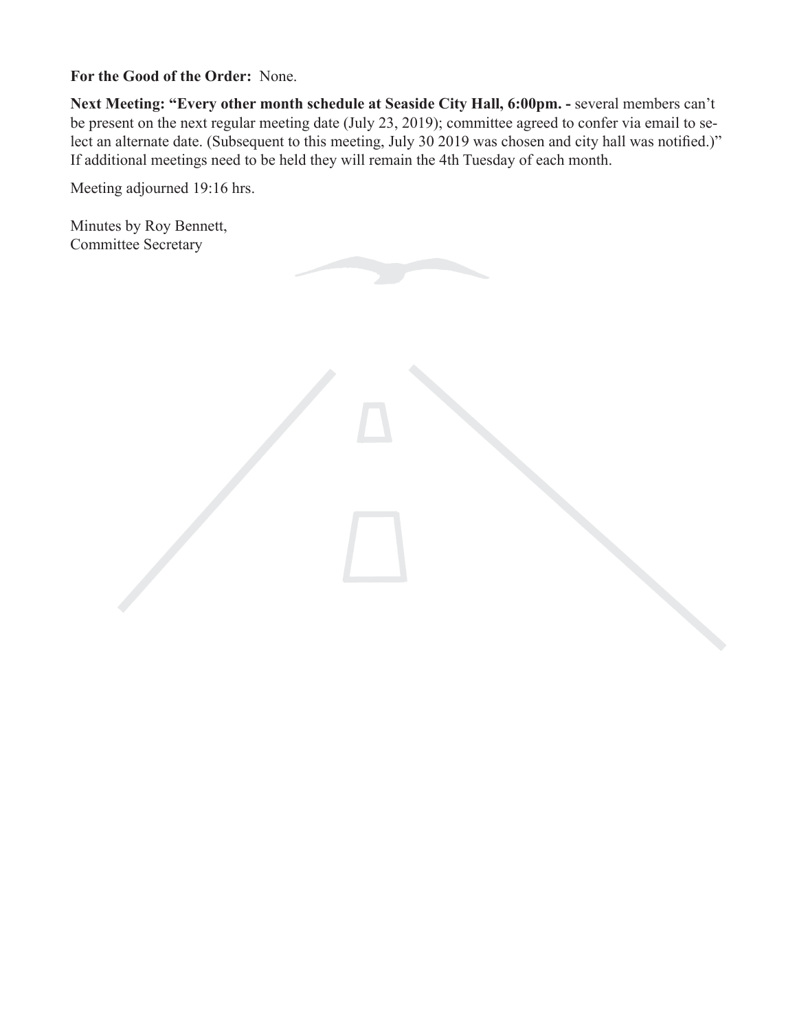**For the Good of the Order:** None.

**Next Meeting: "Every other month schedule at Seaside City Hall, 6:00pm. -** several members can't be present on the next regular meeting date (July 23, 2019); committee agreed to confer via email to select an alternate date. (Subsequent to this meeting, July 30 2019 was chosen and city hall was notified.)" If additional meetings need to be held they will remain the 4th Tuesday of each month.

Meeting adjourned 19:16 hrs.

Minutes by Roy Bennett,
Committee Secretary